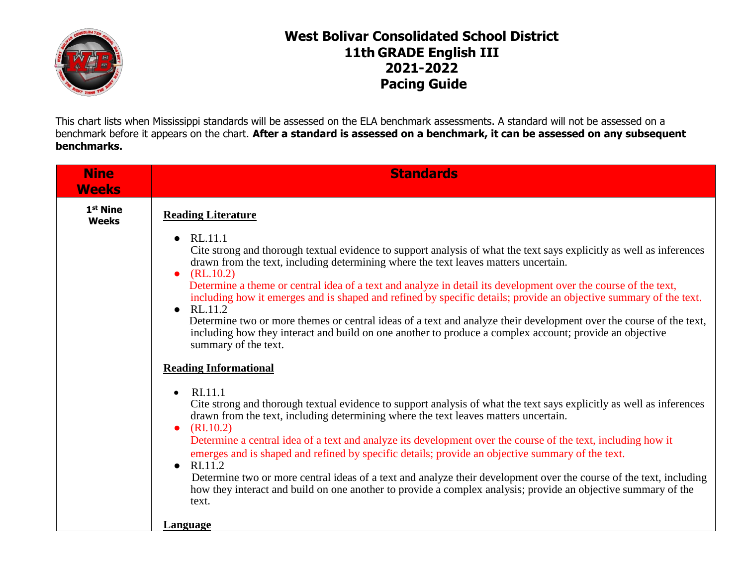# West Bolivar Consolidated School District
## 11th GRADE English III
## 2021-2022
## Pacing Guide

This chart lists when Mississippi standards will be assessed on the ELA benchmark assessments. A standard will not be assessed on a benchmark before it appears on the chart. **After a standard is assessed on a benchmark, it can be assessed on any subsequent benchmarks.**

| Nine Weeks | Standards |
|---|---|
| 1st Nine Weeks | **Reading Literature**<br><br>• RL.11.1<br>Cite strong and thorough textual evidence to support analysis of what the text says explicitly as well as inferences drawn from the text, including determining where the text leaves matters uncertain.<br>• (RL.10.2)<br>Determine a theme or central idea of a text and analyze in detail its development over the course of the text, including how it emerges and is shaped and refined by specific details; provide an objective summary of the text.<br>• RL.11.2<br>Determine two or more themes or central ideas of a text and analyze their development over the course of the text, including how they interact and build on one another to produce a complex account; provide an objective summary of the text.<br><br>**Reading Informational**<br><br>• RI.11.1<br>Cite strong and thorough textual evidence to support analysis of what the text says explicitly as well as inferences drawn from the text, including determining where the text leaves matters uncertain.<br>• (RI.10.2)<br>Determine a central idea of a text and analyze its development over the course of the text, including how it emerges and is shaped and refined by specific details; provide an objective summary of the text.<br>• RI.11.2<br>Determine two or more central ideas of a text and analyze their development over the course of the text, including how they interact and build on one another to provide a complex analysis; provide an objective summary of the text.<br><br>**Language** |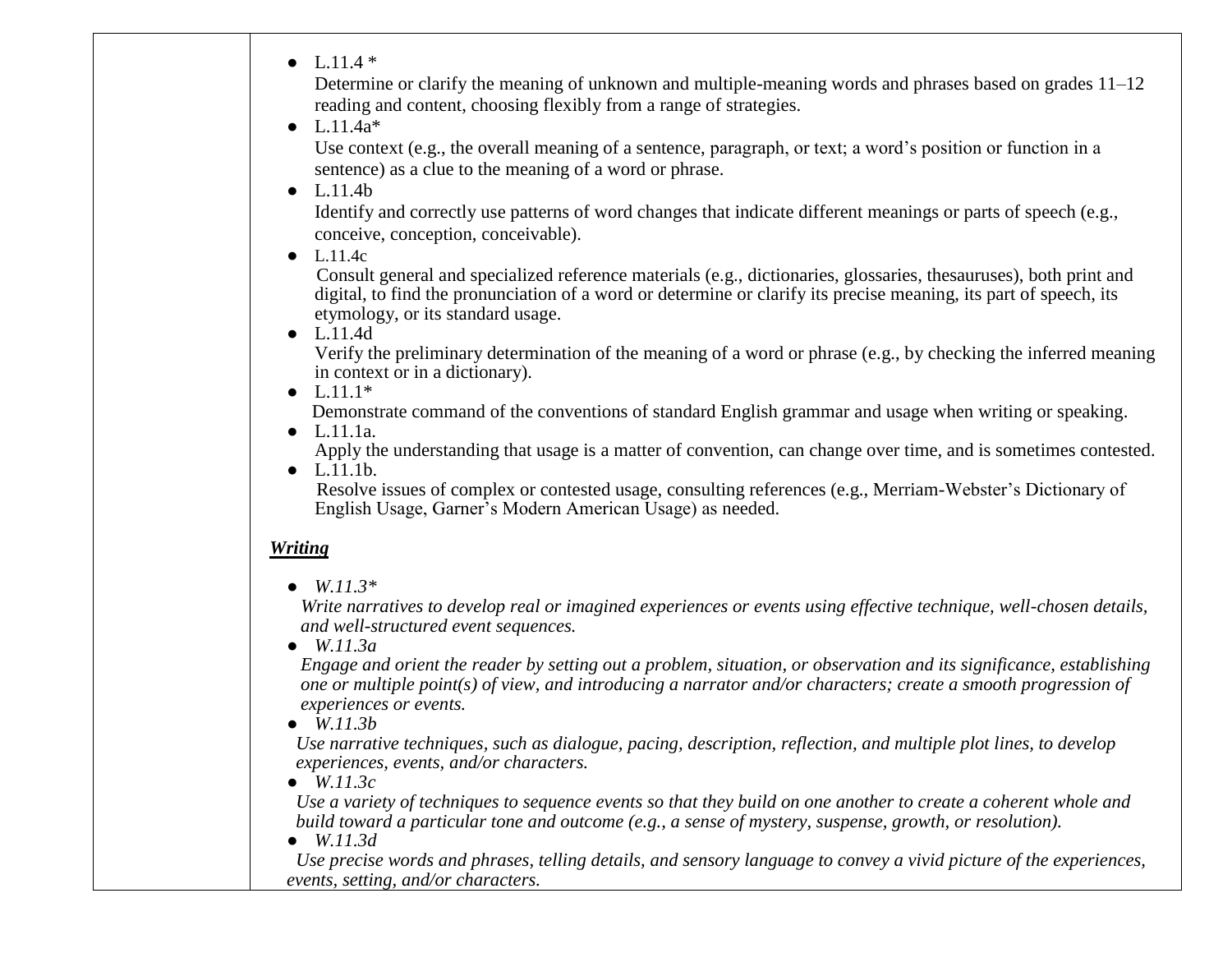- L.11.4 *
  Determine or clarify the meaning of unknown and multiple-meaning words and phrases based on grades 11–12 reading and content, choosing flexibly from a range of strategies.
- L.11.4a*
  Use context (e.g., the overall meaning of a sentence, paragraph, or text; a word's position or function in a sentence) as a clue to the meaning of a word or phrase.
- L.11.4b
  Identify and correctly use patterns of word changes that indicate different meanings or parts of speech (e.g., conceive, conception, conceivable).
- L.11.4c
  Consult general and specialized reference materials (e.g., dictionaries, glossaries, thesauruses), both print and digital, to find the pronunciation of a word or determine or clarify its precise meaning, its part of speech, its etymology, or its standard usage.
- L.11.4d
  Verify the preliminary determination of the meaning of a word or phrase (e.g., by checking the inferred meaning in context or in a dictionary).
- L.11.1*
  Demonstrate command of the conventions of standard English grammar and usage when writing or speaking.
- L.11.1a.
  Apply the understanding that usage is a matter of convention, can change over time, and is sometimes contested.
- L.11.1b.
  Resolve issues of complex or contested usage, consulting references (e.g., Merriam-Webster's Dictionary of English Usage, Garner's Modern American Usage) as needed.

***Writing***

- *W.11.3**
  *Write narratives to develop real or imagined experiences or events using effective technique, well-chosen details, and well-structured event sequences.*
- *W.11.3a*
  *Engage and orient the reader by setting out a problem, situation, or observation and its significance, establishing one or multiple point(s) of view, and introducing a narrator and/or characters; create a smooth progression of experiences or events.*
- *W.11.3b*
  *Use narrative techniques, such as dialogue, pacing, description, reflection, and multiple plot lines, to develop experiences, events, and/or characters.*
- *W.11.3c*
  *Use a variety of techniques to sequence events so that they build on one another to create a coherent whole and build toward a particular tone and outcome (e.g., a sense of mystery, suspense, growth, or resolution).*
- *W.11.3d*
  *Use precise words and phrases, telling details, and sensory language to convey a vivid picture of the experiences, events, setting, and/or characters.*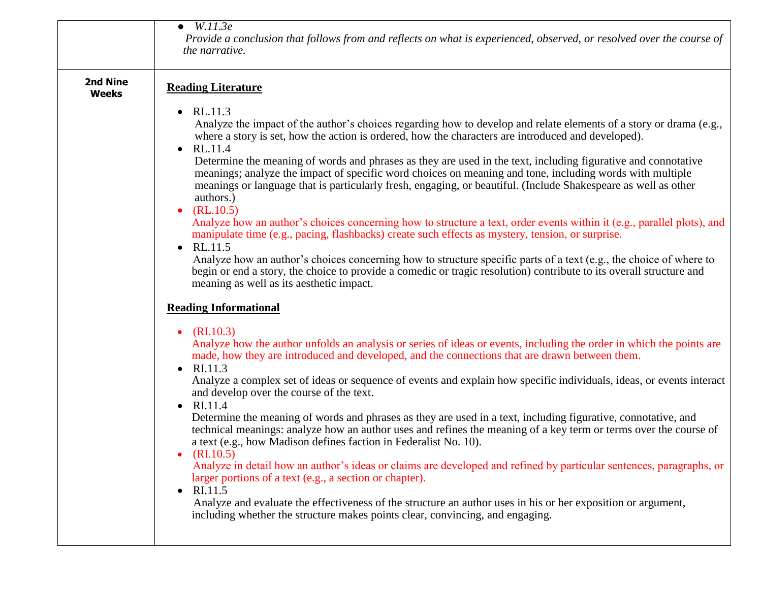| | |
|---|---|
| | • *W.11.3e*<br>*Provide a conclusion that follows from and reflects on what is experienced, observed, or resolved over the course of the narrative.* |
| **2nd Nine Weeks** | **Reading Literature**<br><br>• RL.11.3<br>Analyze the impact of the author's choices regarding how to develop and relate elements of a story or drama (e.g., where a story is set, how the action is ordered, how the characters are introduced and developed).<br>• RL.11.4<br>Determine the meaning of words and phrases as they are used in the text, including figurative and connotative meanings; analyze the impact of specific word choices on meaning and tone, including words with multiple meanings or language that is particularly fresh, engaging, or beautiful. (Include Shakespeare as well as other authors.)<br>• (RL.10.5)<br>Analyze how an author's choices concerning how to structure a text, order events within it (e.g., parallel plots), and manipulate time (e.g., pacing, flashbacks) create such effects as mystery, tension, or surprise.<br>• RL.11.5<br>Analyze how an author's choices concerning how to structure specific parts of a text (e.g., the choice of where to begin or end a story, the choice to provide a comedic or tragic resolution) contribute to its overall structure and meaning as well as its aesthetic impact.<br><br>**Reading Informational**<br><br>• (RI.10.3)<br>Analyze how the author unfolds an analysis or series of ideas or events, including the order in which the points are made, how they are introduced and developed, and the connections that are drawn between them.<br>• RI.11.3<br>Analyze a complex set of ideas or sequence of events and explain how specific individuals, ideas, or events interact and develop over the course of the text.<br>• RI.11.4<br>Determine the meaning of words and phrases as they are used in a text, including figurative, connotative, and technical meanings: analyze how an author uses and refines the meaning of a key term or terms over the course of a text (e.g., how Madison defines faction in Federalist No. 10).<br>• (RI.10.5)<br>Analyze in detail how an author's ideas or claims are developed and refined by particular sentences, paragraphs, or larger portions of a text (e.g., a section or chapter).<br>• RI.11.5<br>Analyze and evaluate the effectiveness of the structure an author uses in his or her exposition or argument, including whether the structure makes points clear, convincing, and engaging. |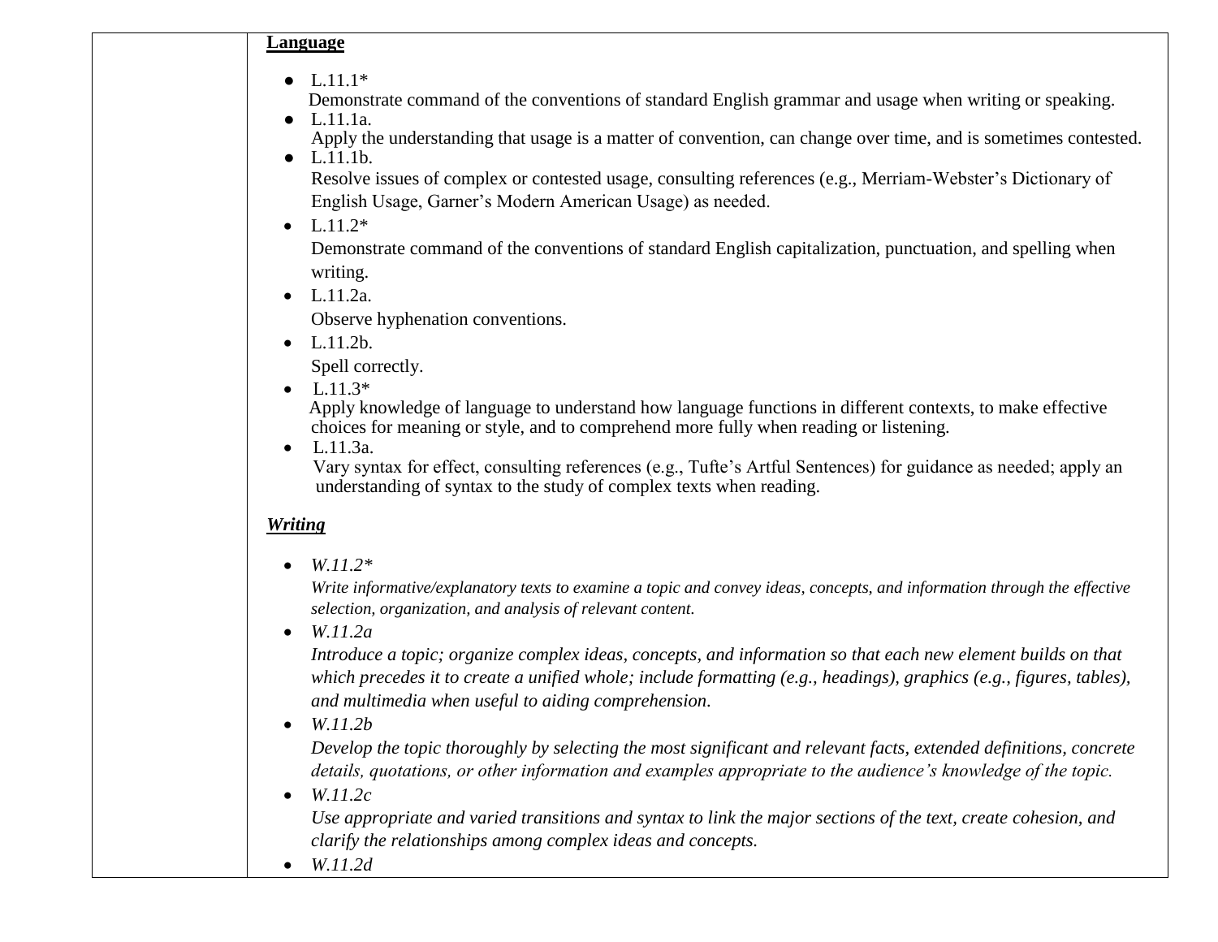| | **Language** |
|---|---|
| | • L.11.1* Demonstrate command of the conventions of standard English grammar and usage when writing or speaking.<br>• L.11.1a. Apply the understanding that usage is a matter of convention, can change over time, and is sometimes contested.<br>• L.11.1b. Resolve issues of complex or contested usage, consulting references (e.g., Merriam-Webster's Dictionary of English Usage, Garner's Modern American Usage) as needed.<br>• L.11.2* Demonstrate command of the conventions of standard English capitalization, punctuation, and spelling when writing.<br>• L.11.2a. Observe hyphenation conventions.<br>• L.11.2b. Spell correctly.<br>• L.11.3* Apply knowledge of language to understand how language functions in different contexts, to make effective choices for meaning or style, and to comprehend more fully when reading or listening.<br>• L.11.3a. Vary syntax for effect, consulting references (e.g., Tufte's Artful Sentences) for guidance as needed; apply an understanding of syntax to the study of complex texts when reading.<br><br>***Writing***<br><br>• *W.11.2** *Write informative/explanatory texts to examine a topic and convey ideas, concepts, and information through the effective selection, organization, and analysis of relevant content.*<br>• *W.11.2a* *Introduce a topic; organize complex ideas, concepts, and information so that each new element builds on that which precedes it to create a unified whole; include formatting (e.g., headings), graphics (e.g., figures, tables), and multimedia when useful to aiding comprehension.*<br>• *W.11.2b* *Develop the topic thoroughly by selecting the most significant and relevant facts, extended definitions, concrete details, quotations, or other information and examples appropriate to the audience's knowledge of the topic.*<br>• *W.11.2c* *Use appropriate and varied transitions and syntax to link the major sections of the text, create cohesion, and clarify the relationships among complex ideas and concepts.*<br>• *W.11.2d* |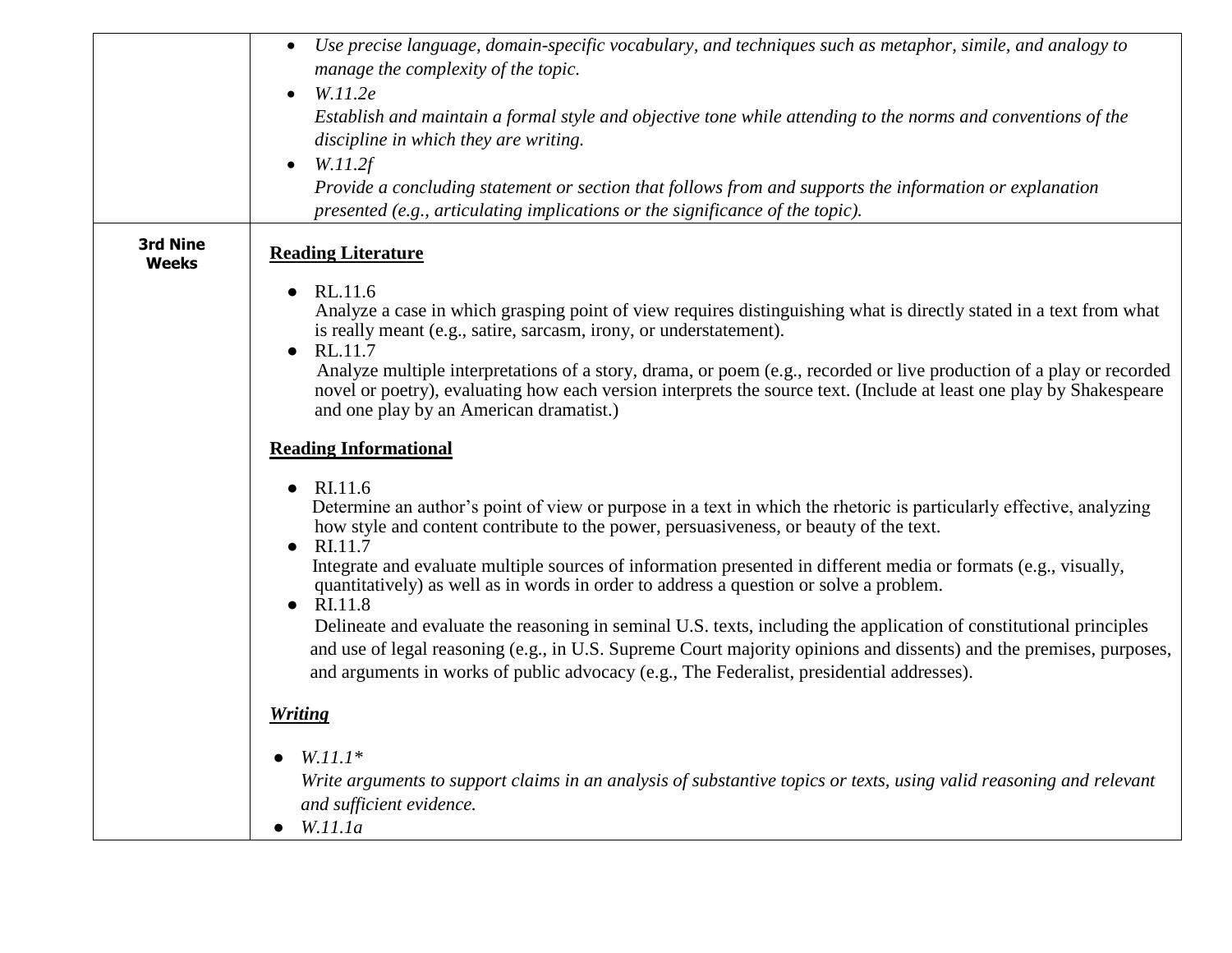| | |
|---|---|
| | • *Use precise language, domain-specific vocabulary, and techniques such as metaphor, simile, and analogy to manage the complexity of the topic.*<br>• *W.11.2e*<br>*Establish and maintain a formal style and objective tone while attending to the norms and conventions of the discipline in which they are writing.*<br>• *W.11.2f*<br>*Provide a concluding statement or section that follows from and supports the information or explanation presented (e.g., articulating implications or the significance of the topic).* |
| **3rd Nine Weeks** | **Reading Literature**<br><br>• RL.11.6<br>Analyze a case in which grasping point of view requires distinguishing what is directly stated in a text from what is really meant (e.g., satire, sarcasm, irony, or understatement).<br>• RL.11.7<br>Analyze multiple interpretations of a story, drama, or poem (e.g., recorded or live production of a play or recorded novel or poetry), evaluating how each version interprets the source text. (Include at least one play by Shakespeare and one play by an American dramatist.)<br><br>**Reading Informational**<br><br>• RI.11.6<br>Determine an author's point of view or purpose in a text in which the rhetoric is particularly effective, analyzing how style and content contribute to the power, persuasiveness, or beauty of the text.<br>• RI.11.7<br>Integrate and evaluate multiple sources of information presented in different media or formats (e.g., visually, quantitatively) as well as in words in order to address a question or solve a problem.<br>• RI.11.8<br>Delineate and evaluate the reasoning in seminal U.S. texts, including the application of constitutional principles and use of legal reasoning (e.g., in U.S. Supreme Court majority opinions and dissents) and the premises, purposes, and arguments in works of public advocacy (e.g., The Federalist, presidential addresses).<br><br>***Writing***<br><br>• *W.11.1**<br>*Write arguments to support claims in an analysis of substantive topics or texts, using valid reasoning and relevant and sufficient evidence.*<br>• *W.11.1a* |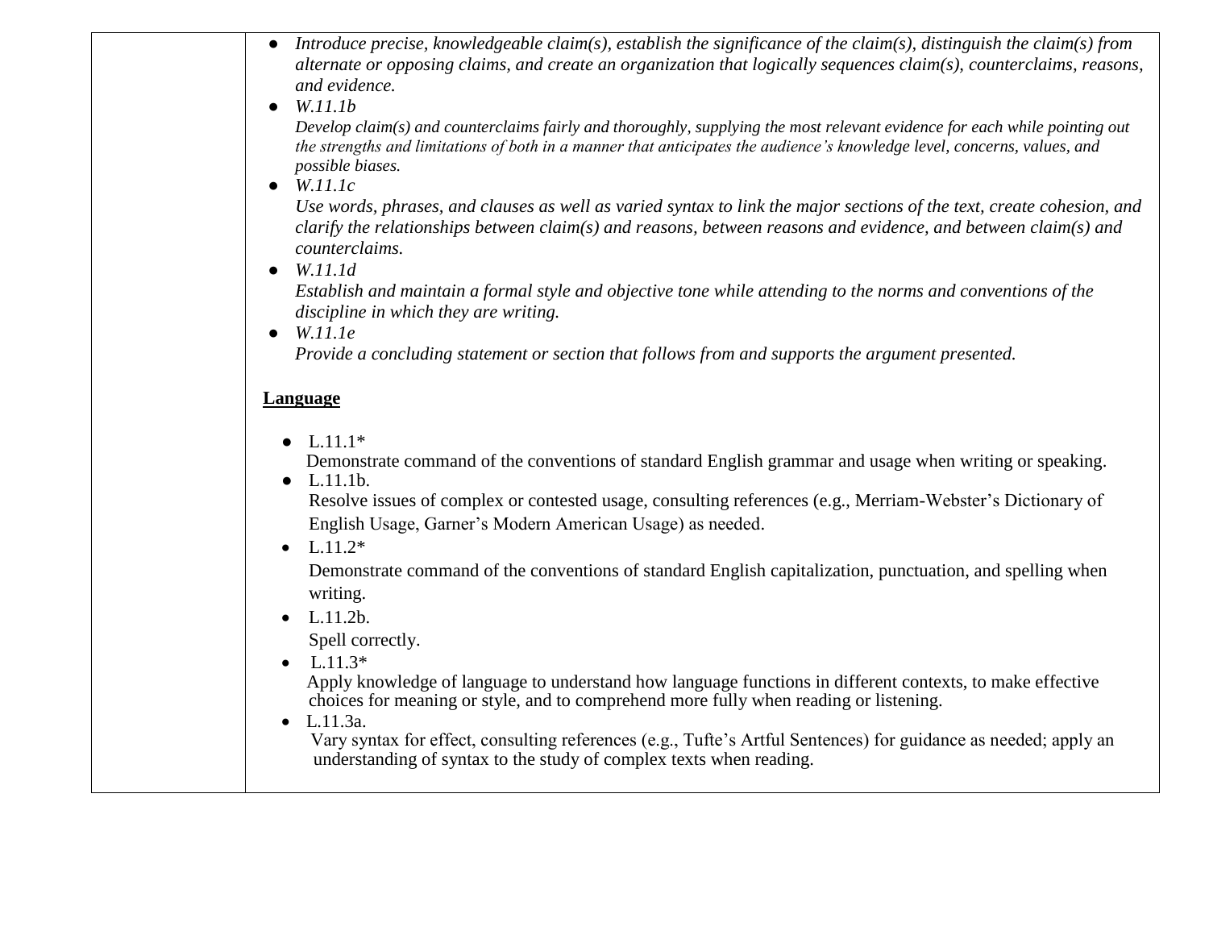| | |
|---|---|
| | • *Introduce precise, knowledgeable claim(s), establish the significance of the claim(s), distinguish the claim(s) from alternate or opposing claims, and create an organization that logically sequences claim(s), counterclaims, reasons, and evidence.*<br>• *W.11.1b*<br>*Develop claim(s) and counterclaims fairly and thoroughly, supplying the most relevant evidence for each while pointing out the strengths and limitations of both in a manner that anticipates the audience's knowledge level, concerns, values, and possible biases.*<br>• *W.11.1c*<br>*Use words, phrases, and clauses as well as varied syntax to link the major sections of the text, create cohesion, and clarify the relationships between claim(s) and reasons, between reasons and evidence, and between claim(s) and counterclaims.*<br>• *W.11.1d*<br>*Establish and maintain a formal style and objective tone while attending to the norms and conventions of the discipline in which they are writing.*<br>• *W.11.1e*<br>*Provide a concluding statement or section that follows from and supports the argument presented.*<br><br>**<u>Language</u>**<br><br>• L.11.1*<br>Demonstrate command of the conventions of standard English grammar and usage when writing or speaking.<br>• L.11.1b.<br>Resolve issues of complex or contested usage, consulting references (e.g., Merriam-Webster's Dictionary of English Usage, Garner's Modern American Usage) as needed.<br>• L.11.2*<br>Demonstrate command of the conventions of standard English capitalization, punctuation, and spelling when writing.<br>• L.11.2b.<br>Spell correctly.<br>• L.11.3*<br>Apply knowledge of language to understand how language functions in different contexts, to make effective choices for meaning or style, and to comprehend more fully when reading or listening.<br>• L.11.3a.<br>Vary syntax for effect, consulting references (e.g., Tufte's Artful Sentences) for guidance as needed; apply an understanding of syntax to the study of complex texts when reading. |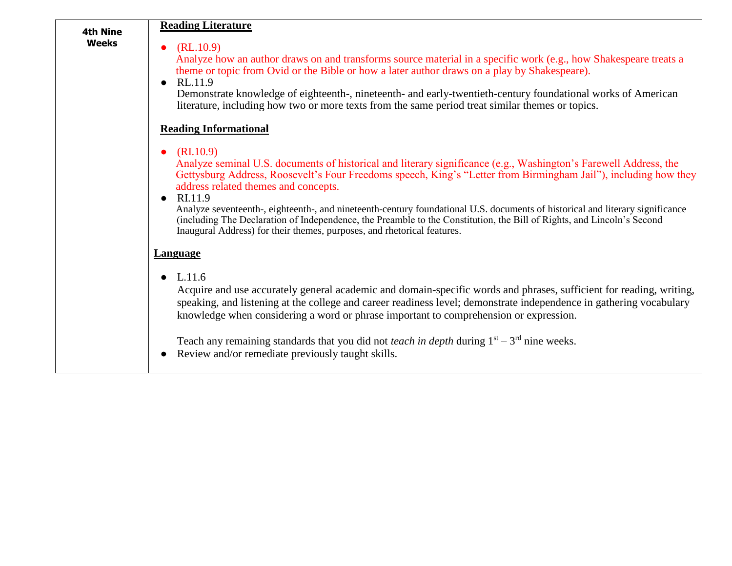| | |
|---|---|
| **4th Nine Weeks** | **Reading Literature**<br><br>• (RL.10.9)<br>Analyze how an author draws on and transforms source material in a specific work (e.g., how Shakespeare treats a theme or topic from Ovid or the Bible or how a later author draws on a play by Shakespeare).<br>• RL.11.9<br>Demonstrate knowledge of eighteenth-, nineteenth- and early-twentieth-century foundational works of American literature, including how two or more texts from the same period treat similar themes or topics.<br><br>**Reading Informational**<br><br>• (RI.10.9)<br>Analyze seminal U.S. documents of historical and literary significance (e.g., Washington's Farewell Address, the Gettysburg Address, Roosevelt's Four Freedoms speech, King's "Letter from Birmingham Jail"), including how they address related themes and concepts.<br>• RI.11.9<br>Analyze seventeenth-, eighteenth-, and nineteenth-century foundational U.S. documents of historical and literary significance (including The Declaration of Independence, the Preamble to the Constitution, the Bill of Rights, and Lincoln's Second Inaugural Address) for their themes, purposes, and rhetorical features.<br><br>**Language**<br><br>• L.11.6<br>Acquire and use accurately general academic and domain-specific words and phrases, sufficient for reading, writing, speaking, and listening at the college and career readiness level; demonstrate independence in gathering vocabulary knowledge when considering a word or phrase important to comprehension or expression.<br><br>Teach any remaining standards that you did not *teach in depth* during 1st – 3rd nine weeks.<br>• Review and/or remediate previously taught skills. |